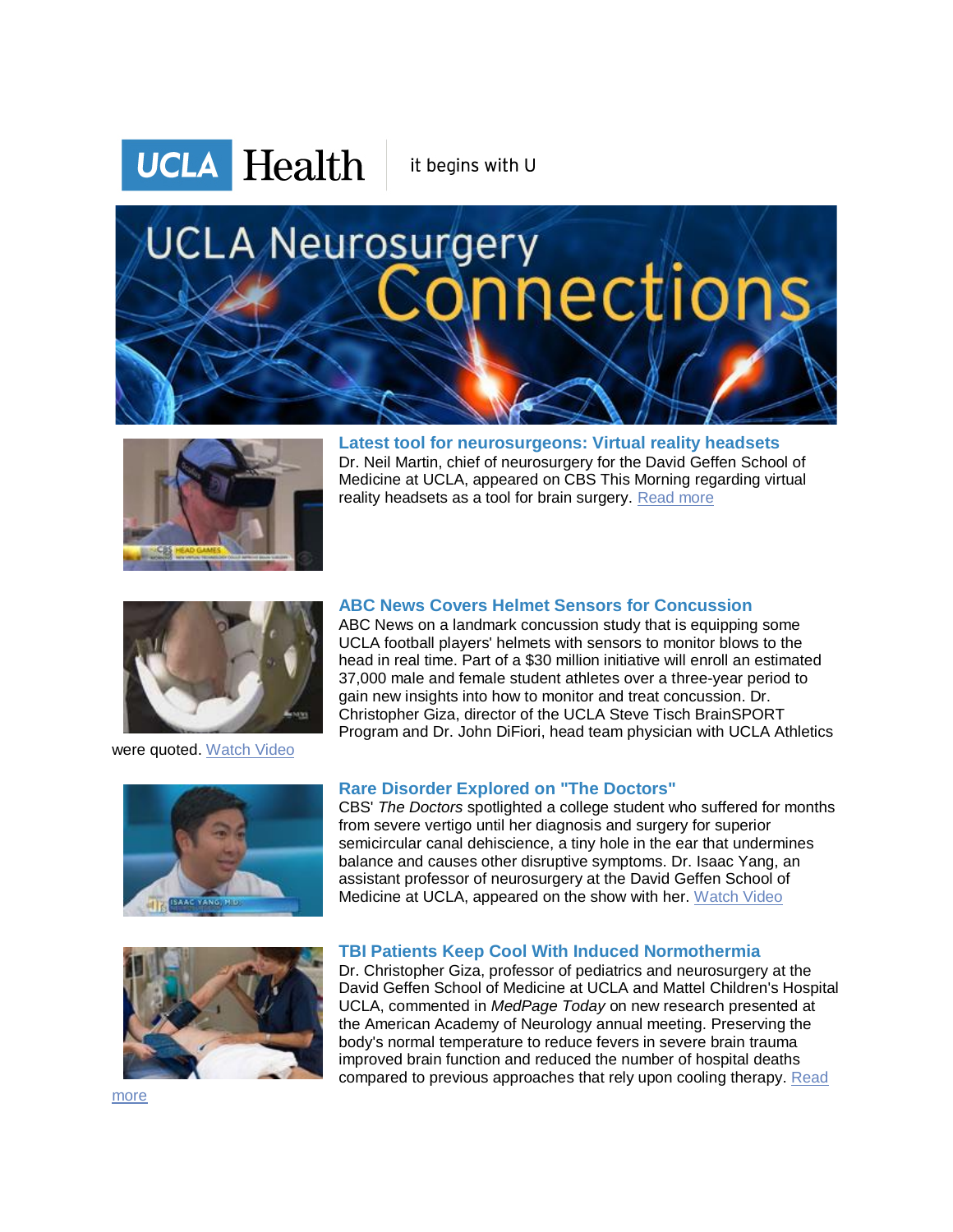UCLA Health | it begins with U

# UCLA Neurosurgery Connections

### Latest tool for neurosurgeons: Virtual reality headsets

Dr. Neil Martin, chief of neurosurgery for the David Geffen School of Medicine at UCLA, appeared on CBS This Morning regarding virtual reality headsets as a tool for brain surgery. Read more

### ABC News Covers Helmet Sensors for Concussion

ABC News on a landmark concussion study that is equipping some UCLA football players' helmets with sensors to monitor blows to the head in real time. Part of a $30 million initiative will enroll an estimated 37,000 male and female student athletes over a three-year period to gain new insights into how to monitor and treat concussion. Dr. Christopher Giza, director of the UCLA Steve Tisch BrainSPORT Program and Dr. John DiFiori, head team physician with UCLA Athletics were quoted. Watch Video

### Rare Disorder Explored on "The Doctors"

CBS' *The Doctors* spotlighted a college student who suffered for months from severe vertigo until her diagnosis and surgery for superior semicircular canal dehiscience, a tiny hole in the ear that undermines balance and causes other disruptive symptoms. Dr. Isaac Yang, an assistant professor of neurosurgery at the David Geffen School of Medicine at UCLA, appeared on the show with her. Watch Video

### TBI Patients Keep Cool With Induced Normothermia

Dr. Christopher Giza, professor of pediatrics and neurosurgery at the David Geffen School of Medicine at UCLA and Mattel Children's Hospital UCLA, commented in *MedPage Today* on new research presented at the American Academy of Neurology annual meeting. Preserving the body's normal temperature to reduce fevers in severe brain trauma improved brain function and reduced the number of hospital deaths compared to previous approaches that rely upon cooling therapy. Read more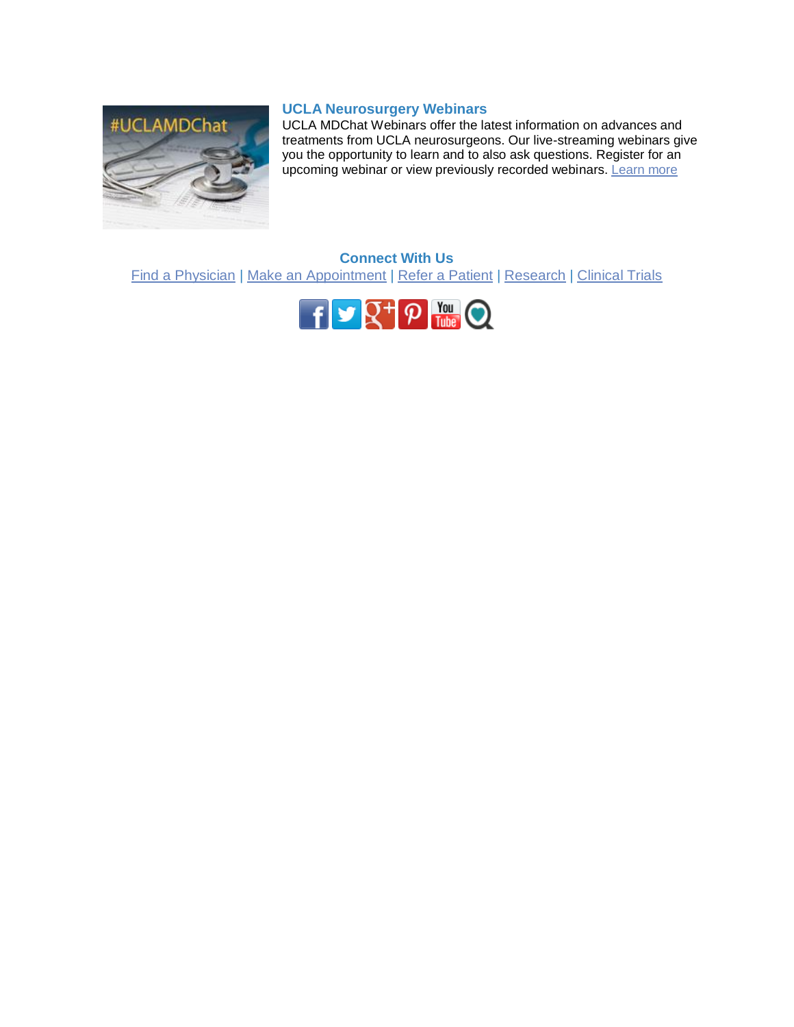### UCLA Neurosurgery Webinars

UCLA MDChat Webinars offer the latest information on advances and treatments from UCLA neurosurgeons. Our live-streaming webinars give you the opportunity to learn and to also ask questions. Register for an upcoming webinar or view previously recorded webinars. Learn more

### Connect With Us

Find a Physician | Make an Appointment | Refer a Patient | Research | Clinical Trials